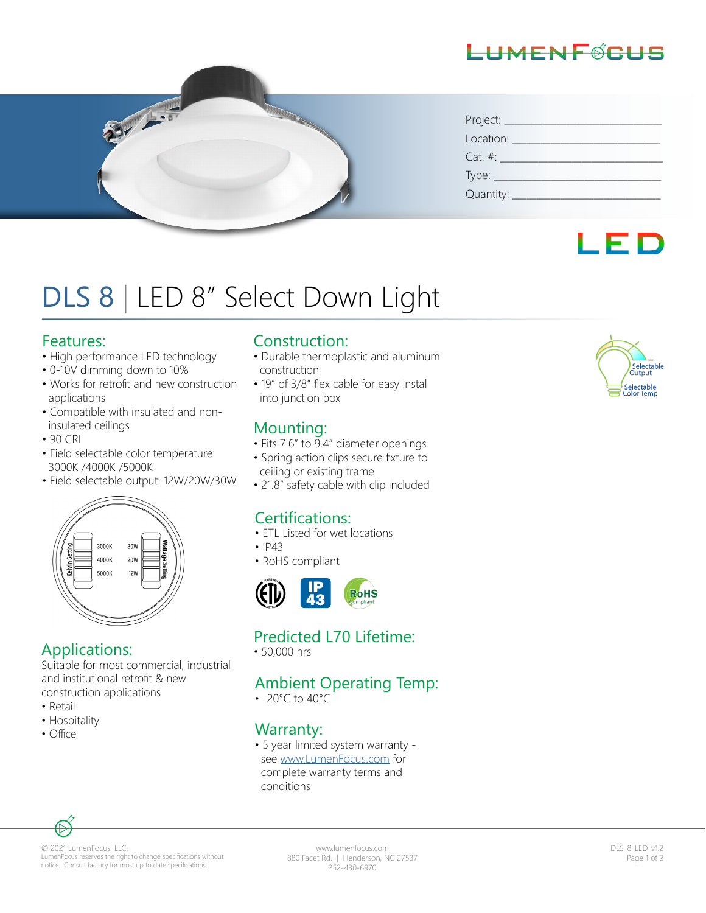Project: ___________________________

Location: __________________________

Cat. #: ____________________________

Type: _____________________________

Quantity: __________________________

# DLS 8 | LED 8" Select Down Light

## Features:

- High performance LED technology
- 0-10V dimming down to 10%
- Works for retrofit and new construction applications
- Compatible with insulated and non-insulated ceilings
- 90 CRI
- Field selectable color temperature: 3000K /4000K /5000K
- Field selectable output: 12W/20W/30W

Kelvin Setting: 3000K, 4000K, 5000K
Wattage Setting: 30W, 20W, 12W

## Applications:

Suitable for most commercial, industrial and institutional retrofit & new construction applications

- Retail
- Hospitality
- Office

## Construction:

- Durable thermoplastic and aluminum construction
- 19" of 3/8" flex cable for easy install into junction box

## Mounting:

- Fits 7.6" to 9.4" diameter openings
- Spring action clips secure fixture to ceiling or existing frame
- 21.8" safety cable with clip included

## Certifications:

- ETL Listed for wet locations
- IP43
- RoHS compliant

## Predicted L70 Lifetime:

- 50,000 hrs

## Ambient Operating Temp:

- -20°C to 40°C

## Warranty:

- 5 year limited system warranty - see www.LumenFocus.com for complete warranty terms and conditions

Selectable Output
Selectable Color Temp

© 2021 LumenFocus, LLC.
LumenFocus reserves the right to change specifications without notice. Consult factory for most up to date specifications.

www.lumenfocus.com
880 Facet Rd. | Henderson, NC 27537
252-430-6970

DLS_8_LED_v1.2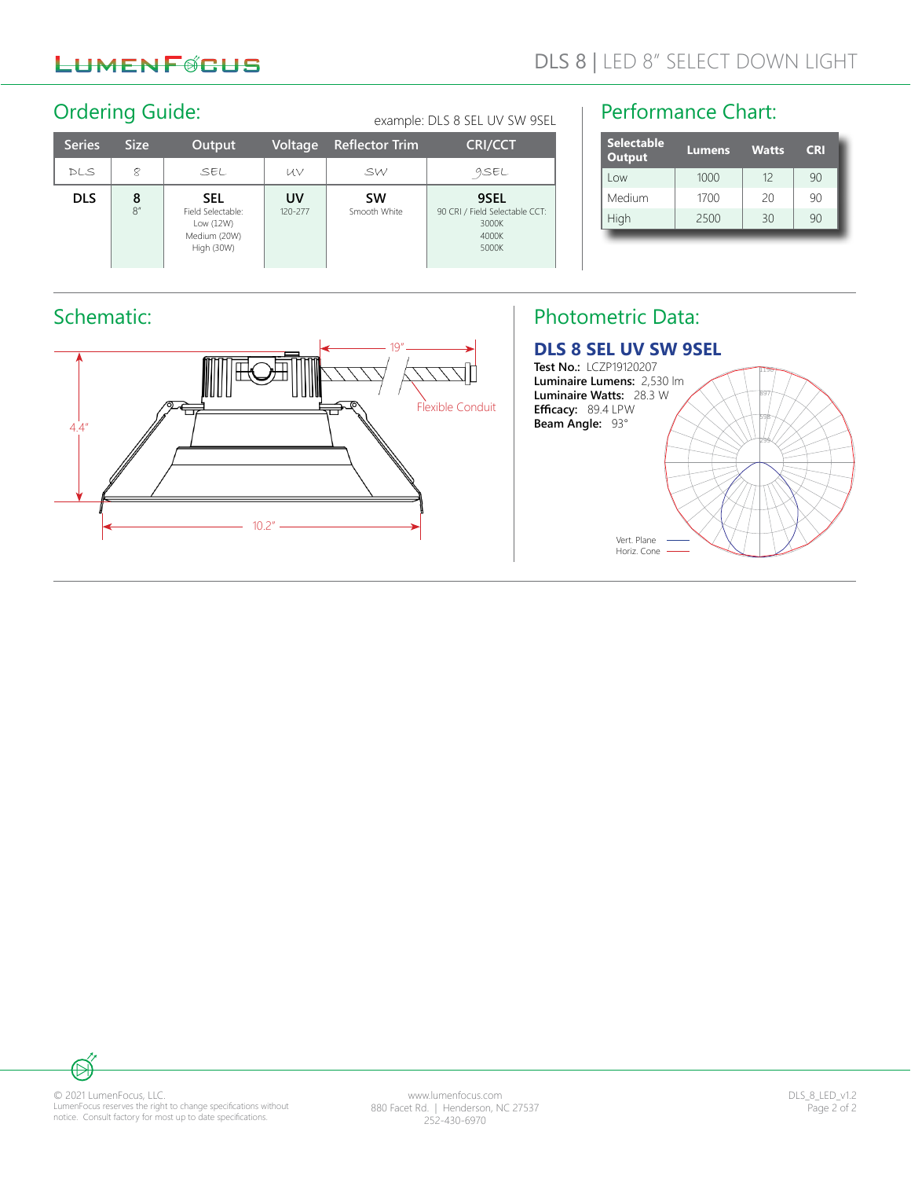LUMENFOCUS

DLS 8 | LED 8" SELECT DOWN LIGHT

## Ordering Guide:

example: DLS 8 SEL UV SW 9SEL

| Series | Size | Output | Voltage | Reflector Trim | CRI/CCT |
|---|---|---|---|---|---|
| DLS | 8 | SEL | UV | SW | 9SEL |
| **DLS** | **8** 8" | **SEL** Field Selectable: Low (12W) Medium (20W) High (30W) | **UV** 120-277 | **SW** Smooth White | **9SEL** 90 CRI / Field Selectable CCT: 3000K 4000K 5000K |

## Performance Chart:

| Selectable Output | Lumens | Watts | CRI |
|---|---|---|---|
| Low | 1000 | 12 | 90 |
| Medium | 1700 | 20 | 90 |
| High | 2500 | 30 | 90 |

## Schematic:

19"

Flexible Conduit

4.4"

10.2"

## Photometric Data:

### DLS 8 SEL UV SW 9SEL

**Test No.:** LCZP19120207
**Luminaire Lumens:** 2,530 lm
**Luminaire Watts:** 28.3 W
**Efficacy:** 89.4 LPW
**Beam Angle:** 93°

1196
897
598
299

Vert. Plane
Horiz. Cone

© 2021 LumenFocus, LLC.
LumenFocus reserves the right to change specifications without notice. Consult factory for most up to date specifications.

www.lumenfocus.com
880 Facet Rd. | Henderson, NC 27537
252-430-6970

DLS_8_LED_v1.2